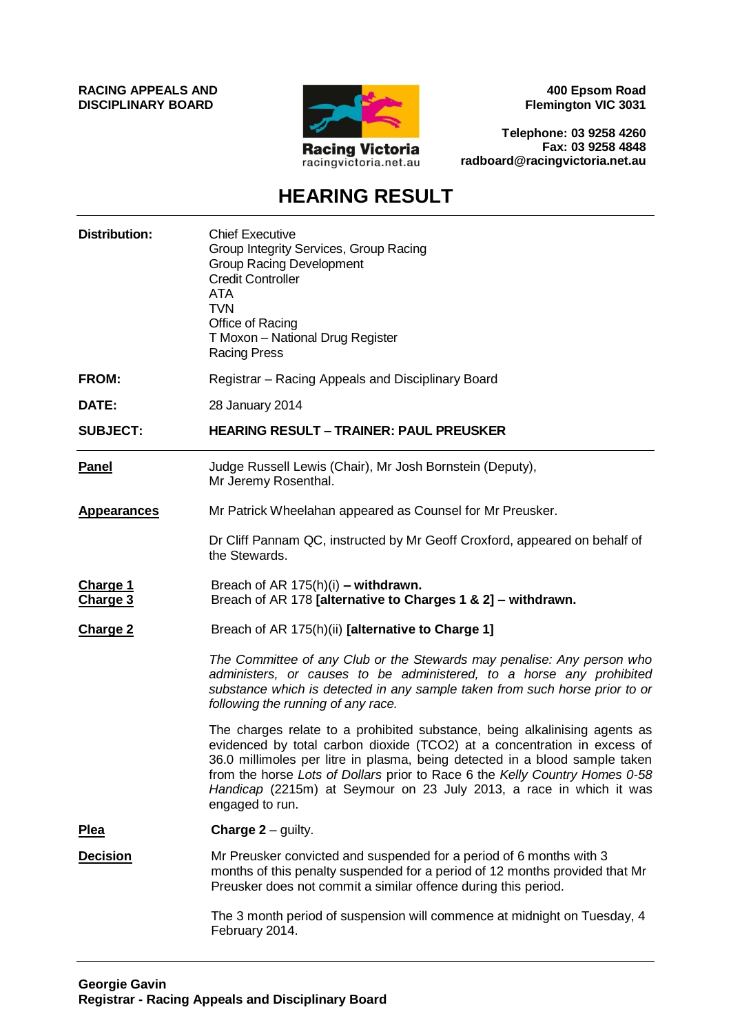**RACING APPEALS AND DISCIPLINARY BOARD**

Racing Victoria
racingvictoria.net.au

**400 Epsom Road**
**Flemington VIC 3031**

**Telephone: 03 9258 4260**
**Fax: 03 9258 4848**
**radboard@racingvictoria.net.au**

# HEARING RESULT

**Distribution:**
Chief Executive
Group Integrity Services, Group Racing
Group Racing Development
Credit Controller
ATA
TVN
Office of Racing
T Moxon – National Drug Register
Racing Press

**FROM:** Registrar – Racing Appeals and Disciplinary Board

**DATE:** 28 January 2014

**SUBJECT:** **HEARING RESULT – TRAINER: PAUL PREUSKER**

---

**Panel**
Judge Russell Lewis (Chair), Mr Josh Bornstein (Deputy), Mr Jeremy Rosenthal.

**Appearances**
Mr Patrick Wheelahan appeared as Counsel for Mr Preusker.

Dr Cliff Pannam QC, instructed by Mr Geoff Croxford, appeared on behalf of the Stewards.

**Charge 1**
Breach of AR 175(h)(i) **– withdrawn.**

**Charge 3**
Breach of AR 178 **[alternative to Charges 1 & 2] – withdrawn.**

**Charge 2**
Breach of AR 175(h)(ii) **[alternative to Charge 1]**

*The Committee of any Club or the Stewards may penalise: Any person who administers, or causes to be administered, to a horse any prohibited substance which is detected in any sample taken from such horse prior to or following the running of any race.*

The charges relate to a prohibited substance, being alkalinising agents as evidenced by total carbon dioxide (TCO2) at a concentration in excess of 36.0 millimoles per litre in plasma, being detected in a blood sample taken from the horse *Lots of Dollars* prior to Race 6 the *Kelly Country Homes 0-58 Handicap* (2215m) at Seymour on 23 July 2013, a race in which it was engaged to run.

**Plea**
**Charge 2** – guilty.

**Decision**
Mr Preusker convicted and suspended for a period of 6 months with 3 months of this penalty suspended for a period of 12 months provided that Mr Preusker does not commit a similar offence during this period.

The 3 month period of suspension will commence at midnight on Tuesday, 4 February 2014.

---

**Georgie Gavin**
**Registrar - Racing Appeals and Disciplinary Board**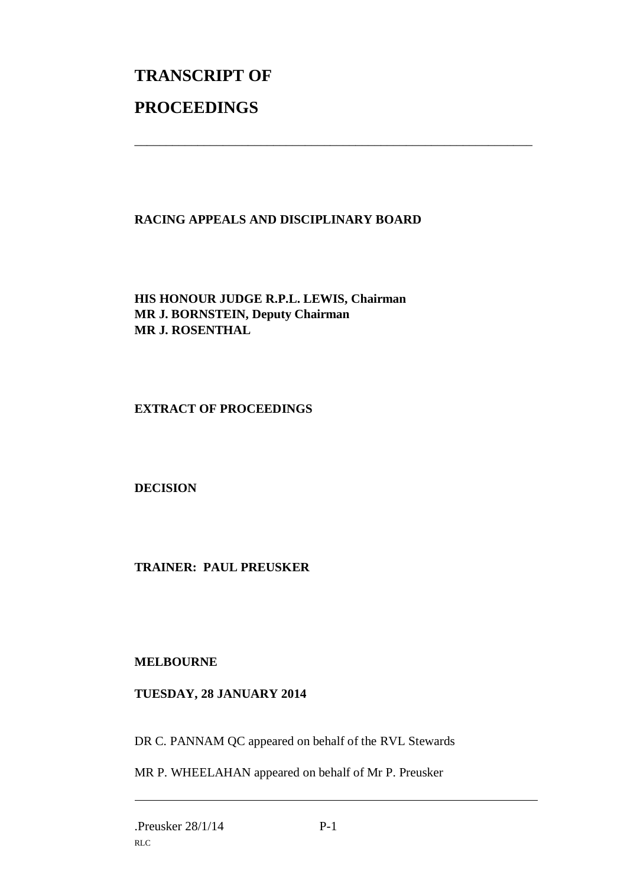# TRANSCRIPT OF

# PROCEEDINGS

---

**RACING APPEALS AND DISCIPLINARY BOARD**

**HIS HONOUR JUDGE R.P.L. LEWIS, Chairman**
**MR J. BORNSTEIN, Deputy Chairman**
**MR J. ROSENTHAL**

**EXTRACT OF PROCEEDINGS**

**DECISION**

**TRAINER: PAUL PREUSKER**

**MELBOURNE**

**TUESDAY, 28 JANUARY 2014**

DR C. PANNAM QC appeared on behalf of the RVL Stewards

MR P. WHEELAHAN appeared on behalf of Mr P. Preusker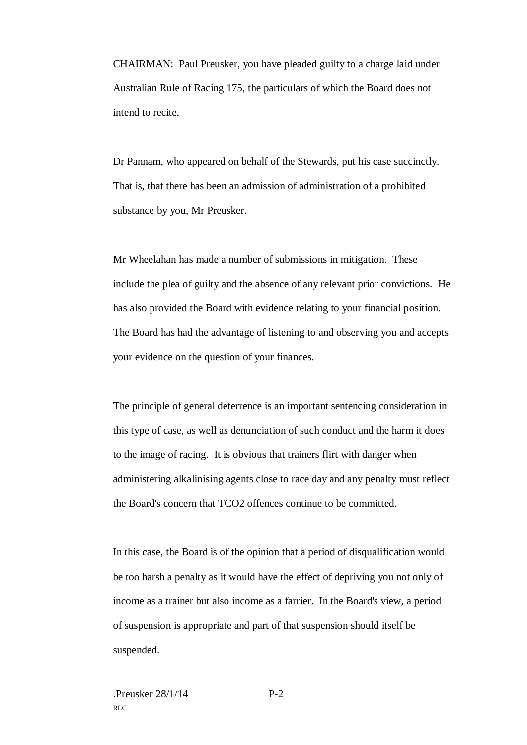CHAIRMAN: Paul Preusker, you have pleaded guilty to a charge laid under Australian Rule of Racing 175, the particulars of which the Board does not intend to recite.

Dr Pannam, who appeared on behalf of the Stewards, put his case succinctly. That is, that there has been an admission of administration of a prohibited substance by you, Mr Preusker.

Mr Wheelahan has made a number of submissions in mitigation. These include the plea of guilty and the absence of any relevant prior convictions. He has also provided the Board with evidence relating to your financial position. The Board has had the advantage of listening to and observing you and accepts your evidence on the question of your finances.

The principle of general deterrence is an important sentencing consideration in this type of case, as well as denunciation of such conduct and the harm it does to the image of racing. It is obvious that trainers flirt with danger when administering alkalinising agents close to race day and any penalty must reflect the Board's concern that TCO2 offences continue to be committed.

In this case, the Board is of the opinion that a period of disqualification would be too harsh a penalty as it would have the effect of depriving you not only of income as a trainer but also income as a farrier. In the Board's view, a period of suspension is appropriate and part of that suspension should itself be suspended.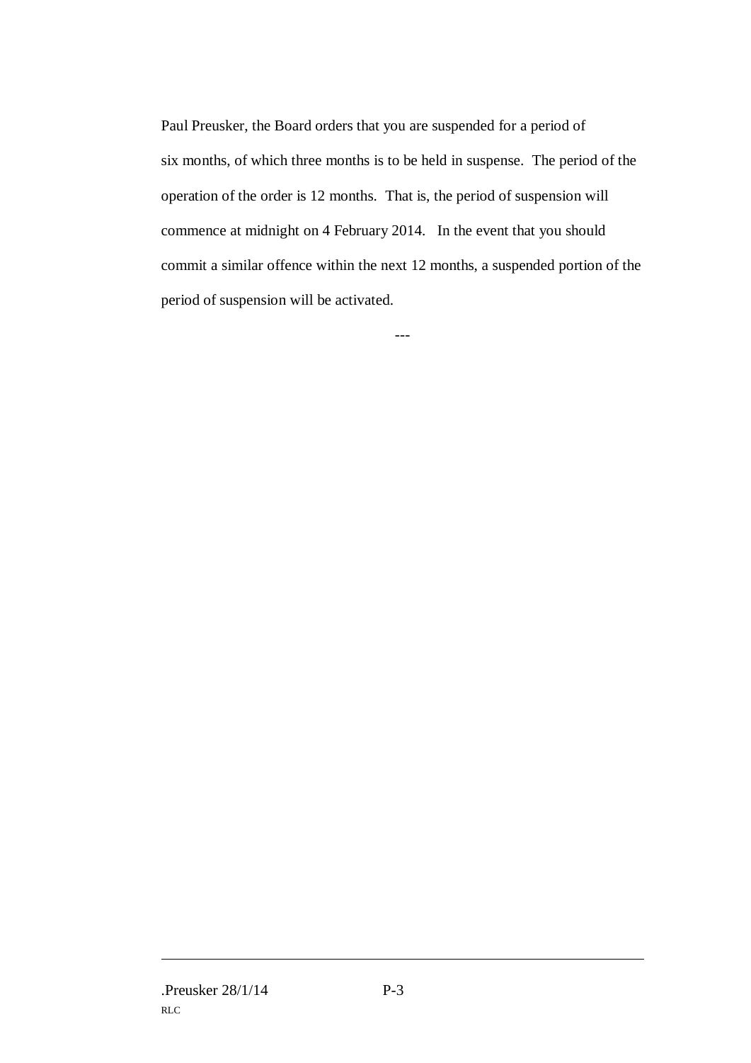Paul Preusker, the Board orders that you are suspended for a period of six months, of which three months is to be held in suspense. The period of the operation of the order is 12 months. That is, the period of suspension will commence at midnight on 4 February 2014. In the event that you should commit a similar offence within the next 12 months, a suspended portion of the period of suspension will be activated.

---